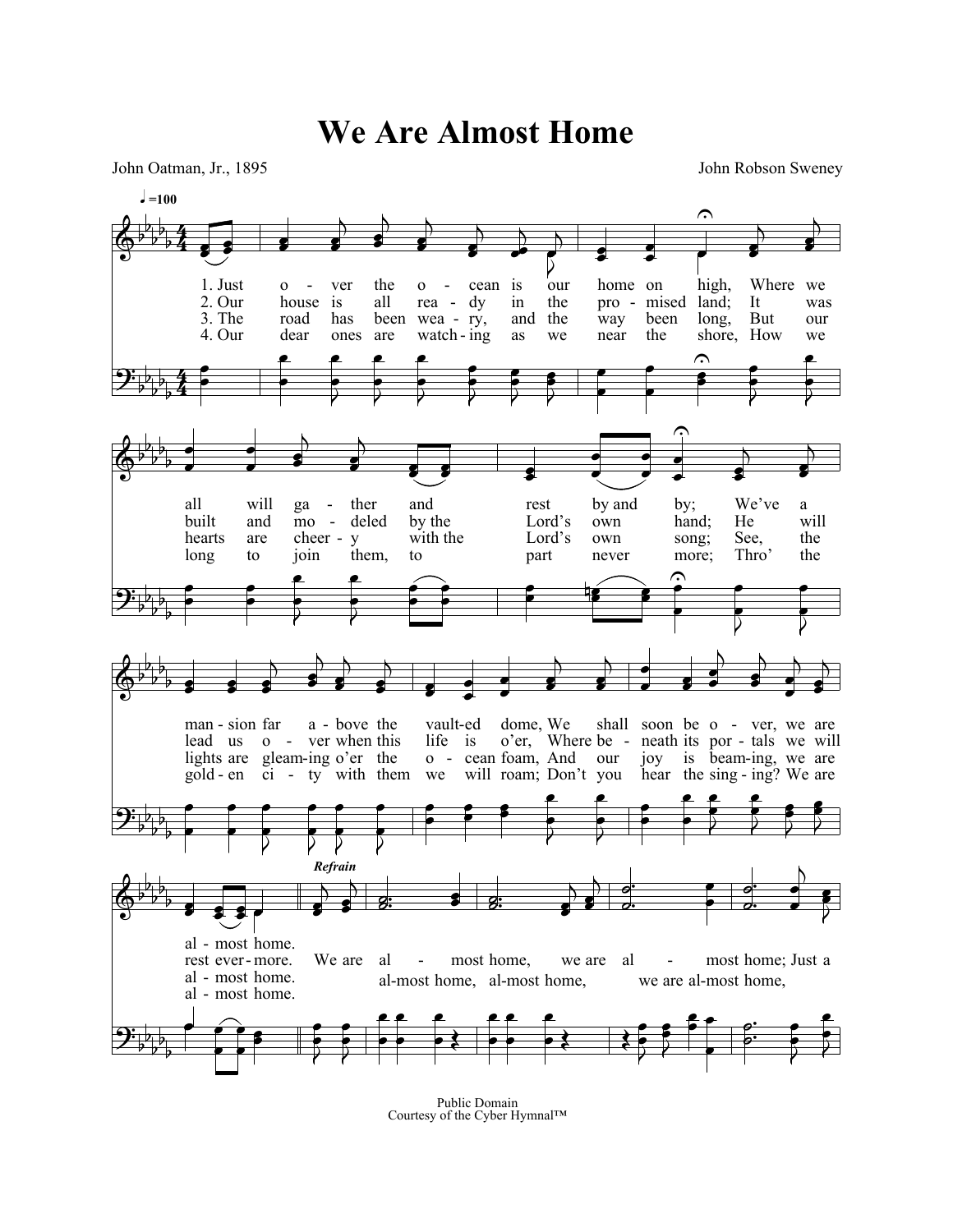# We Are Almost Home

John Oatman, Jr., 1895

John Robson Sweney

♩=100

1. Just o - ver the o - cean is our home on high, Where we all will ga - ther and rest by and by; We've a man - sion far a - bove the vault-ed dome, We shall soon be o - ver, we are al - most home.

2. Our house is all rea - dy in the pro - mised land; It was built and mo - deled by the Lord's own hand; He will lead us o - ver when this life is o'er, Where be - neath its por - tals we will rest ever - more.

3. The road has been wea - ry, and the way been long, But our hearts are cheer - y with the Lord's own song; See, the lights are gleam-ing o'er the o - cean foam, And our joy is beam-ing, we are al - most home.

4. Our dear ones are watch - ing as we near the shore, How we long to join them, to part never more; Thro' the gold - en ci - ty with them we will roam; Don't you hear the sing - ing? We are al - most home.

*Refrain*

We are al - most home, we are al - most home; Just a

al-most home, al-most home, we are al-most home,

Public Domain
Courtesy of the Cyber Hymnal™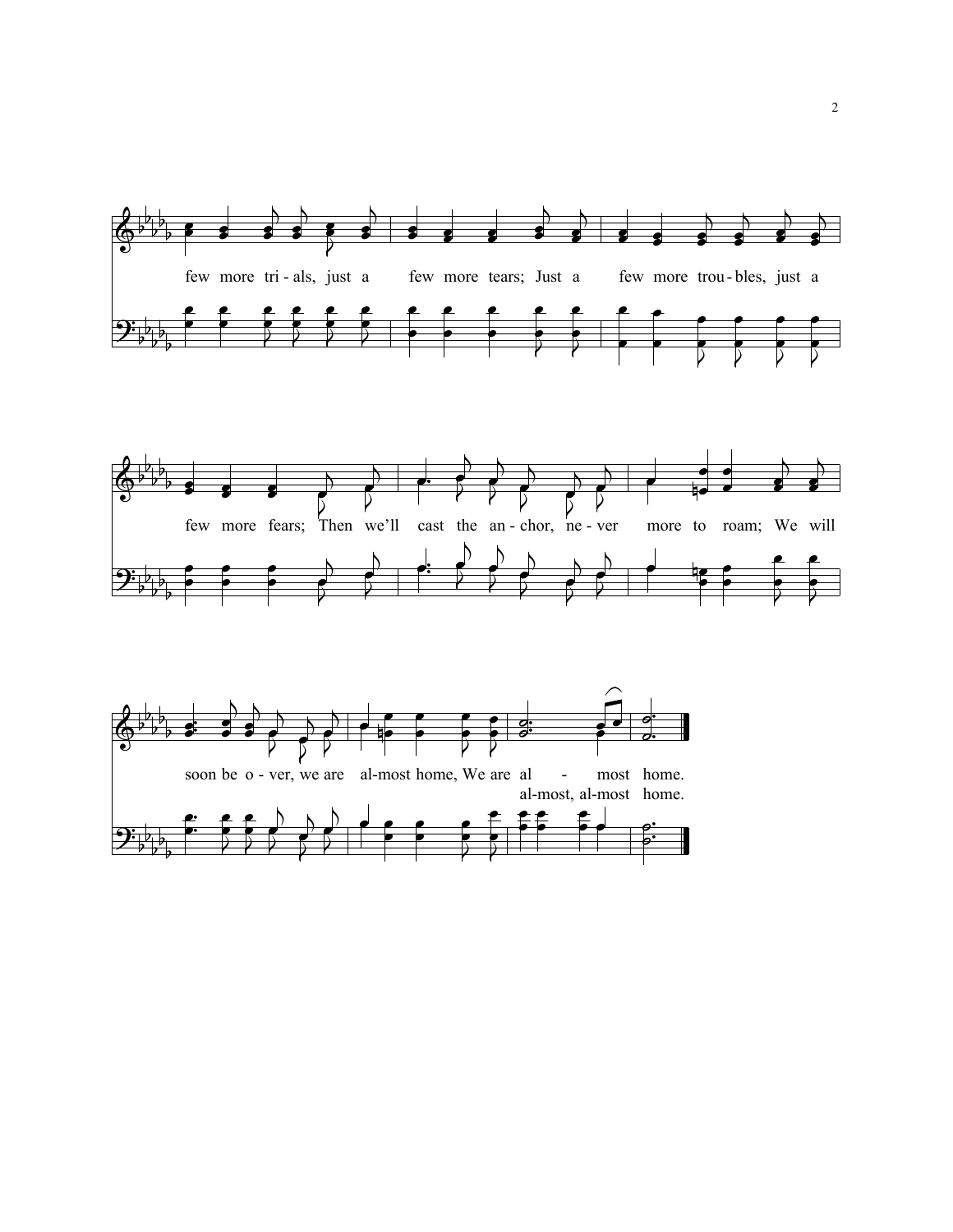few more tri - als, just a few more tears; Just a few more trou - bles, just a

few more fears; Then we'll cast the an - chor, ne - ver more to roam; We will

soon be o - ver, we are al-most home, We are al - most home.

al-most, al-most home.